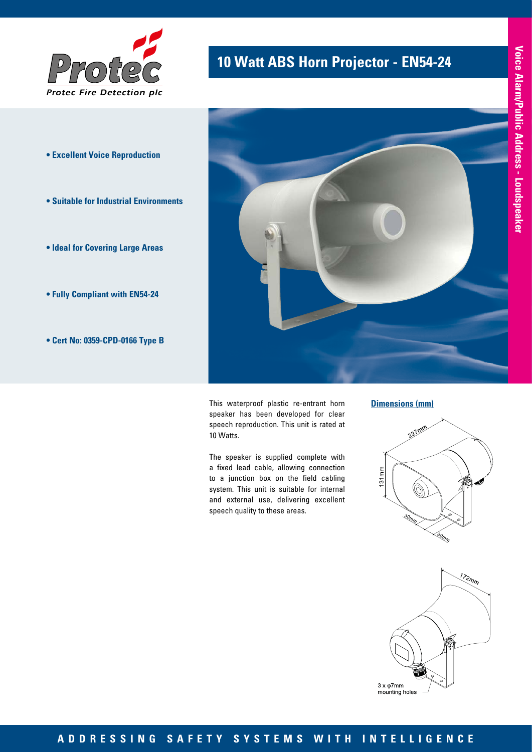Protec Fire Detection plc

# 10 Watt ABS Horn Projector - EN54-24

Voice Alarm/Public Address - Loudspeaker

- **Excellent Voice Reproduction**
- **Suitable for Industrial Environments**
- **Ideal for Covering Large Areas**
- **Fully Compliant with EN54-24**
- **Cert No: 0359-CPD-0166 Type B**

This waterproof plastic re-entrant horn speaker has been developed for clear speech reproduction. This unit is rated at 10 Watts.

The speaker is supplied complete with a fixed lead cable, allowing connection to a junction box on the field cabling system. This unit is suitable for internal and external use, delivering excellent speech quality to these areas.

## Dimensions (mm)

227mm

131mm

30mm

30mm

172mm

3 x φ7mm mounting holes

ADDRESSING SAFETY SYSTEMS WITH INTELLIGENCE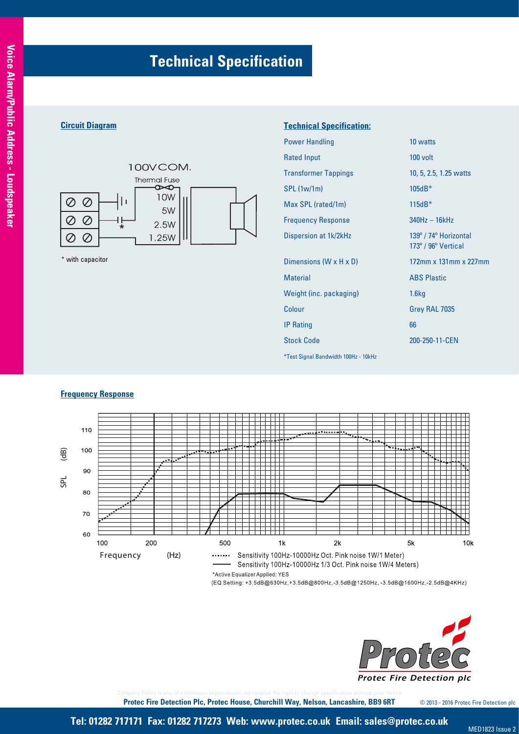# Technical Specification

Voice Alarm/Public Address - Loudspeaker

## Circuit Diagram

100VCOM.

Thermal Fuse

10W

5W

2.5W

1.25W

* with capacitor

## Technical Specification:

| | |
|---|---|
| Power Handling | 10 watts |
| Rated Input | 100 volt |
| Transformer Tappings | 10, 5, 2.5, 1.25 watts |
| SPL (1w/1m) | 105dB* |
| Max SPL (rated/1m) | 115dB* |
| Frequency Response | 340Hz – 16kHz |
| Dispersion at 1k/2kHz | 139º / 74º Horizontal<br>173º / 96º Vertical |
| Dimensions (W x H x D) | 172mm x 131mm x 227mm |
| Material | ABS Plastic |
| Weight (inc. packaging) | 1.6kg |
| Colour | Grey RAL 7035 |
| IP Rating | 66 |
| Stock Code | 200-250-11-CEN |

*Test Signal Bandwidth 100Hz - 10kHz

## Frequency Response

SPL (dB)

110

100

90

80

70

60

100 200 500 1k 2k 5k 10k

Frequency (Hz)

Sensitivity 100Hz-10000Hz Oct. Pink noise 1W/1 Meter)

Sensitivity 100Hz-10000Hz 1/3 Oct. Pink noise 1W/4 Meters)

*Active Equalizer Applied: YES

(EQ Setting: +3.5dB@630Hz,+3.5dB@800Hz,-3.5dB@1250Hz,-3.5dB@1600Hz,-2.5dB@4KHz)

Protec Fire Detection plc

Company Policy is one of continuous improvement, we reserve the right to change specification without prior notice

**Protec Fire Detection Plc, Protec House, Churchill Way, Nelson, Lancashire, BB9 6RT**

© 2013 - 2016 Protec Fire Detection plc

**Tel: 01282 717171 Fax: 01282 717273 Web: www.protec.co.uk Email: sales@protec.co.uk**

MED1823 Issue 2